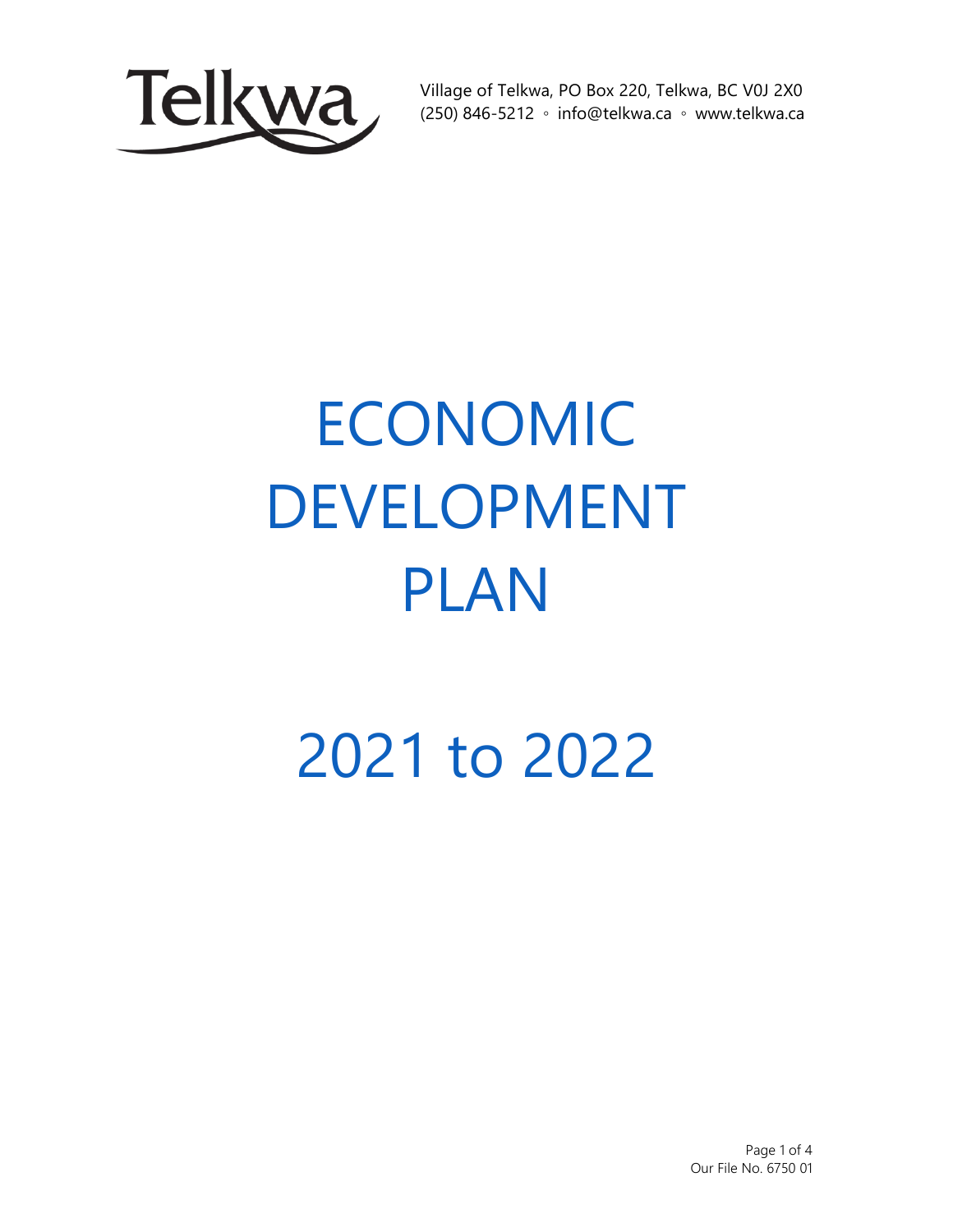Village of Telkwa, PO Box 220, Telkwa, BC V0J 2X0
(250) 846-5212 ◦ info@telkwa.ca ◦ www.telkwa.ca

# ECONOMIC DEVELOPMENT PLAN

# 2021 to 2022

Our File No. 6750 01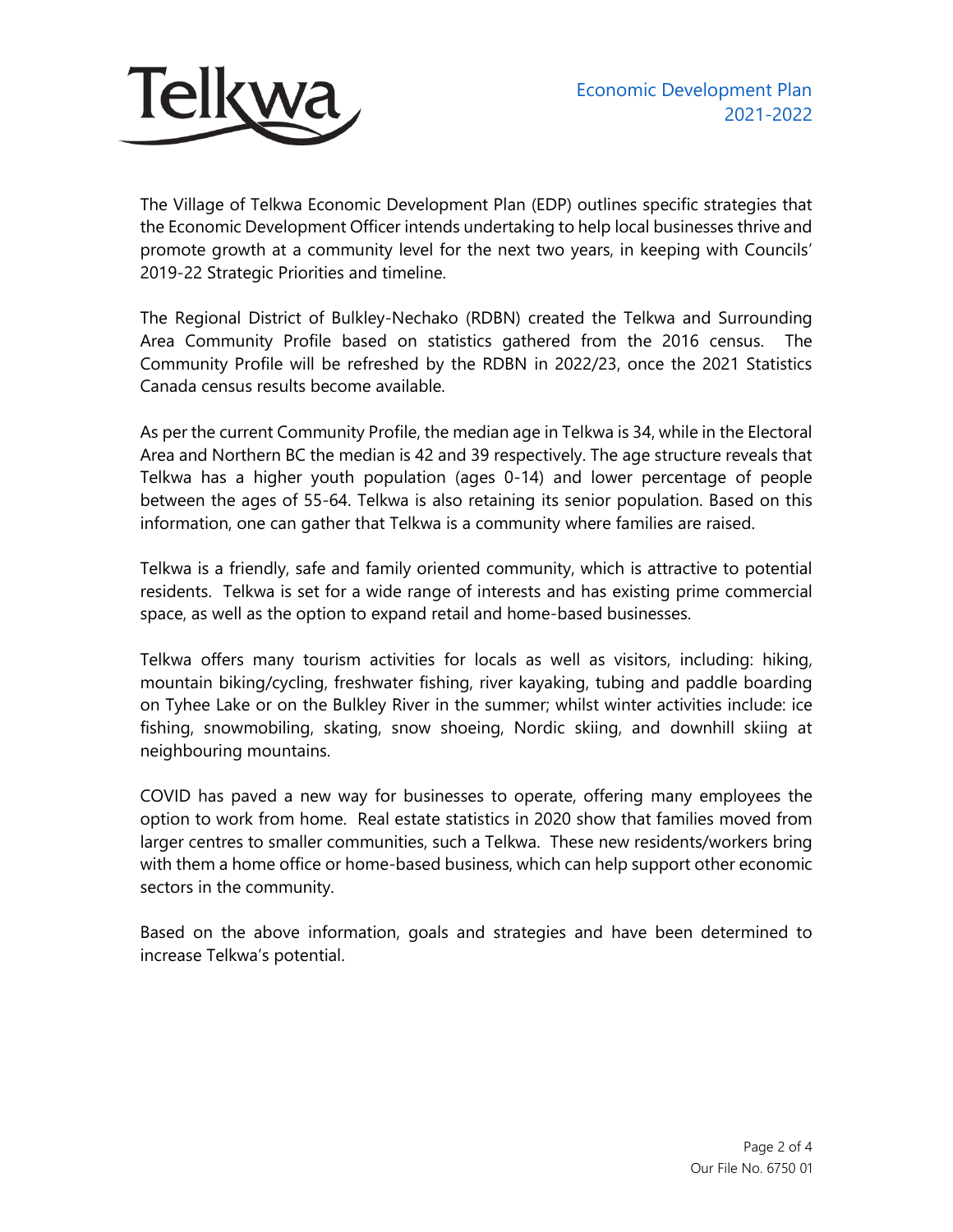Economic Development Plan 2021-2022

The Village of Telkwa Economic Development Plan (EDP) outlines specific strategies that the Economic Development Officer intends undertaking to help local businesses thrive and promote growth at a community level for the next two years, in keeping with Councils' 2019-22 Strategic Priorities and timeline.

The Regional District of Bulkley-Nechako (RDBN) created the Telkwa and Surrounding Area Community Profile based on statistics gathered from the 2016 census. The Community Profile will be refreshed by the RDBN in 2022/23, once the 2021 Statistics Canada census results become available.

As per the current Community Profile, the median age in Telkwa is 34, while in the Electoral Area and Northern BC the median is 42 and 39 respectively. The age structure reveals that Telkwa has a higher youth population (ages 0-14) and lower percentage of people between the ages of 55-64. Telkwa is also retaining its senior population. Based on this information, one can gather that Telkwa is a community where families are raised.

Telkwa is a friendly, safe and family oriented community, which is attractive to potential residents. Telkwa is set for a wide range of interests and has existing prime commercial space, as well as the option to expand retail and home-based businesses.

Telkwa offers many tourism activities for locals as well as visitors, including: hiking, mountain biking/cycling, freshwater fishing, river kayaking, tubing and paddle boarding on Tyhee Lake or on the Bulkley River in the summer; whilst winter activities include: ice fishing, snowmobiling, skating, snow shoeing, Nordic skiing, and downhill skiing at neighbouring mountains.

COVID has paved a new way for businesses to operate, offering many employees the option to work from home. Real estate statistics in 2020 show that families moved from larger centres to smaller communities, such a Telkwa. These new residents/workers bring with them a home office or home-based business, which can help support other economic sectors in the community.

Based on the above information, goals and strategies and have been determined to increase Telkwa's potential.

Our File No. 6750 01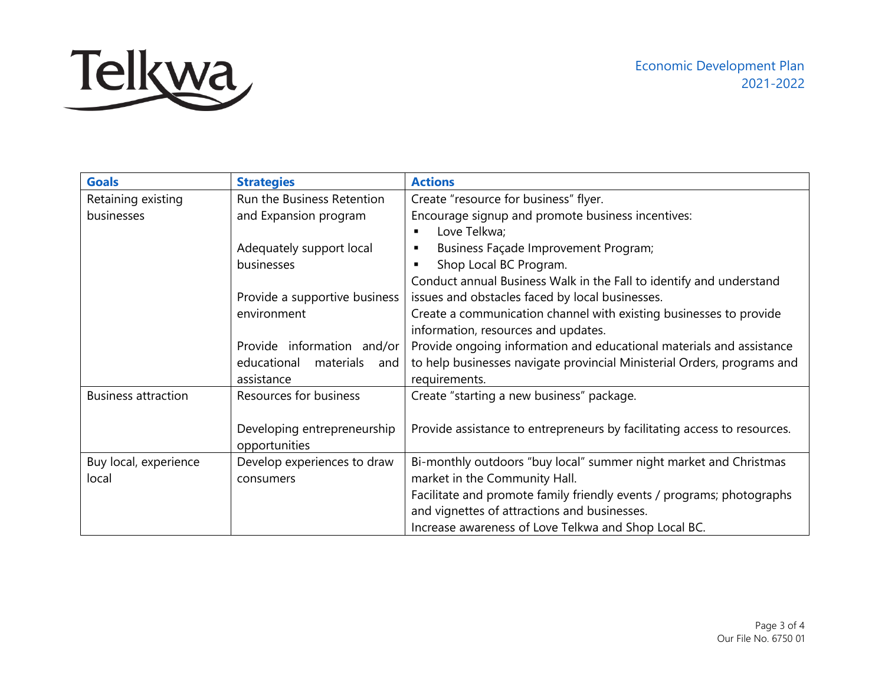| Goals | Strategies | Actions |
|---|---|---|
| Retaining existing businesses | Run the Business Retention and Expansion program<br><br>Adequately support local businesses<br><br>Provide a supportive business environment<br><br>Provide information and/or educational materials and assistance | Create "resource for business" flyer.<br>Encourage signup and promote business incentives:<br>▪ Love Telkwa;<br>▪ Business Façade Improvement Program;<br>▪ Shop Local BC Program.<br>Conduct annual Business Walk in the Fall to identify and understand issues and obstacles faced by local businesses.<br>Create a communication channel with existing businesses to provide information, resources and updates.<br>Provide ongoing information and educational materials and assistance to help businesses navigate provincial Ministerial Orders, programs and requirements. |
| Business attraction | Resources for business<br><br>Developing entrepreneurship opportunities | Create "starting a new business" package.<br><br>Provide assistance to entrepreneurs by facilitating access to resources. |
| Buy local, experience local | Develop experiences to draw consumers | Bi-monthly outdoors "buy local" summer night market and Christmas market in the Community Hall.<br>Facilitate and promote family friendly events / programs; photographs and vignettes of attractions and businesses.<br>Increase awareness of Love Telkwa and Shop Local BC. |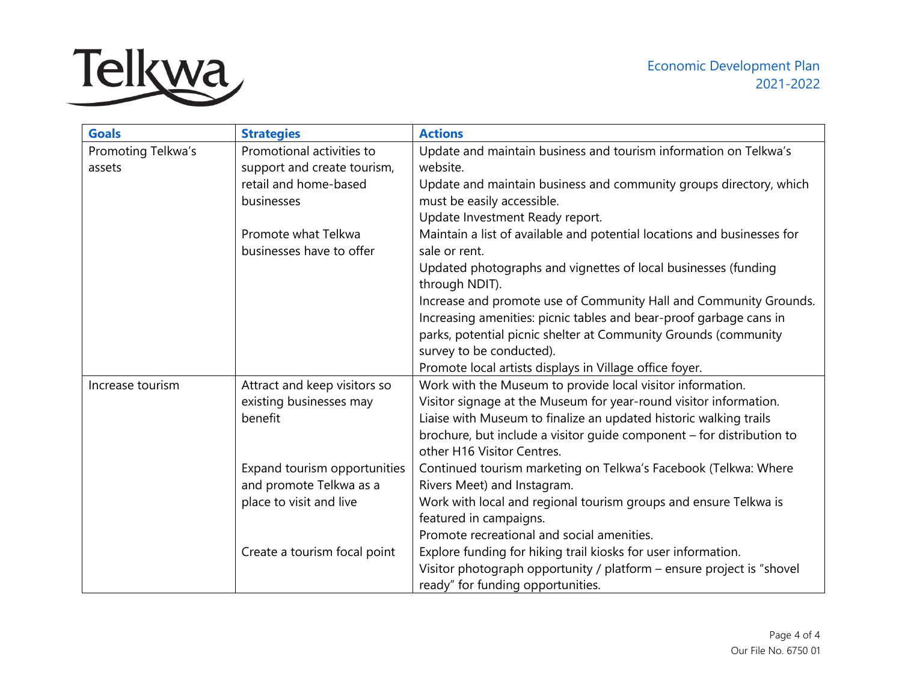| Goals | Strategies | Actions |
|---|---|---|
| Promoting Telkwa's assets | Promotional activities to support and create tourism, retail and home-based businesses<br><br>Promote what Telkwa businesses have to offer | Update and maintain business and tourism information on Telkwa's website.<br>Update and maintain business and community groups directory, which must be easily accessible.<br>Update Investment Ready report.<br>Maintain a list of available and potential locations and businesses for sale or rent.<br>Updated photographs and vignettes of local businesses (funding through NDIT).<br>Increase and promote use of Community Hall and Community Grounds.<br>Increasing amenities: picnic tables and bear-proof garbage cans in parks, potential picnic shelter at Community Grounds (community survey to be conducted).<br>Promote local artists displays in Village office foyer. |
| Increase tourism | Attract and keep visitors so existing businesses may benefit<br><br>Expand tourism opportunities and promote Telkwa as a place to visit and live<br><br>Create a tourism focal point | Work with the Museum to provide local visitor information.<br>Visitor signage at the Museum for year-round visitor information.<br>Liaise with Museum to finalize an updated historic walking trails brochure, but include a visitor guide component – for distribution to other H16 Visitor Centres.<br>Continued tourism marketing on Telkwa's Facebook (Telkwa: Where Rivers Meet) and Instagram.<br>Work with local and regional tourism groups and ensure Telkwa is featured in campaigns.<br>Promote recreational and social amenities.<br>Explore funding for hiking trail kiosks for user information.<br>Visitor photograph opportunity / platform – ensure project is "shovel ready" for funding opportunities. |

Our File No. 6750 01